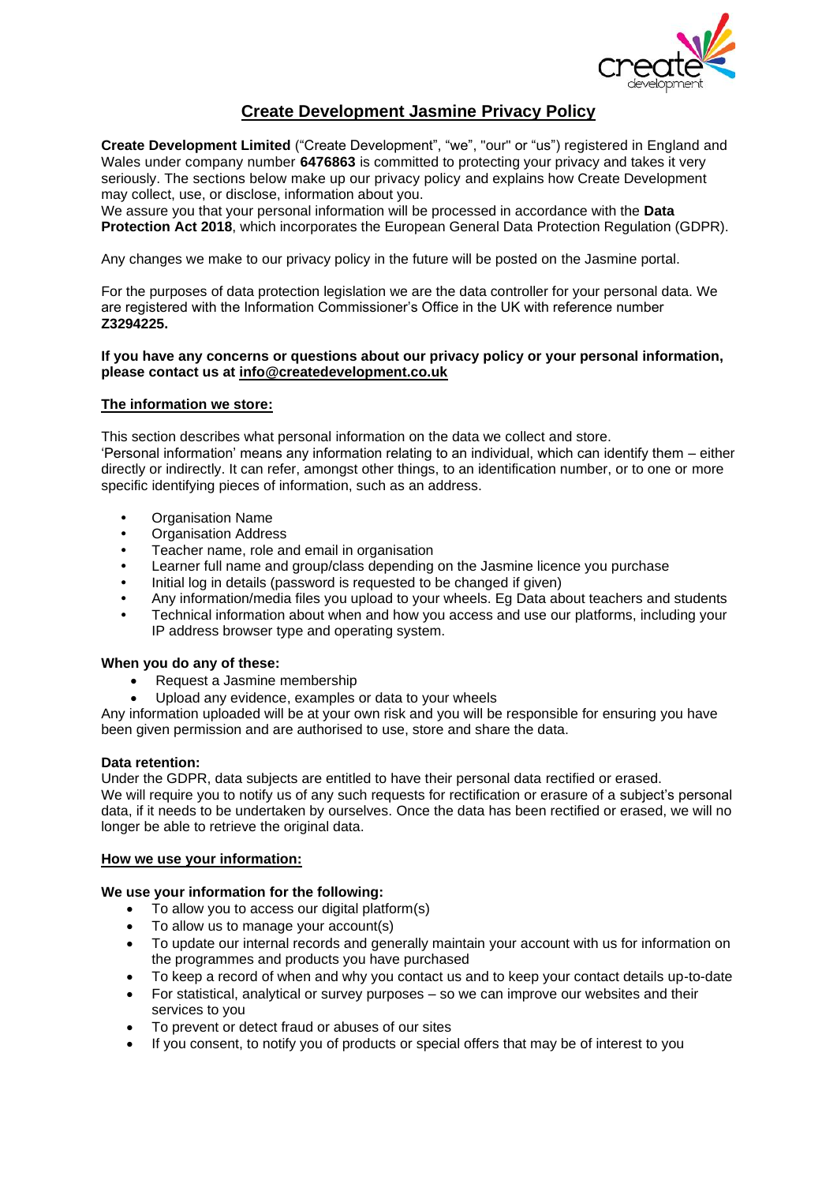# Create Development Jasmine Privacy Policy

**Create Development Limited** ("Create Development", "we", "our" or "us") registered in England and Wales under company number **6476863** is committed to protecting your privacy and takes it very seriously. The sections below make up our privacy policy and explains how Create Development may collect, use, or disclose, information about you.
We assure you that your personal information will be processed in accordance with the **Data Protection Act 2018**, which incorporates the European General Data Protection Regulation (GDPR).

Any changes we make to our privacy policy in the future will be posted on the Jasmine portal.

For the purposes of data protection legislation we are the data controller for your personal data. We are registered with the Information Commissioner's Office in the UK with reference number **Z3294225.**

**If you have any concerns or questions about our privacy policy or your personal information, please contact us at info@createdevelopment.co.uk**

## The information we store:

This section describes what personal information on the data we collect and store.
'Personal information' means any information relating to an individual, which can identify them – either directly or indirectly. It can refer, amongst other things, to an identification number, or to one or more specific identifying pieces of information, such as an address.

- Organisation Name
- Organisation Address
- Teacher name, role and email in organisation
- Learner full name and group/class depending on the Jasmine licence you purchase
- Initial log in details (password is requested to be changed if given)
- Any information/media files you upload to your wheels. Eg Data about teachers and students
- Technical information about when and how you access and use our platforms, including your IP address browser type and operating system.

**When you do any of these:**

- Request a Jasmine membership
- Upload any evidence, examples or data to your wheels

Any information uploaded will be at your own risk and you will be responsible for ensuring you have been given permission and are authorised to use, store and share the data.

**Data retention:**
Under the GDPR, data subjects are entitled to have their personal data rectified or erased.
We will require you to notify us of any such requests for rectification or erasure of a subject's personal data, if it needs to be undertaken by ourselves. Once the data has been rectified or erased, we will no longer be able to retrieve the original data.

## How we use your information:

**We use your information for the following:**

- To allow you to access our digital platform(s)
- To allow us to manage your account(s)
- To update our internal records and generally maintain your account with us for information on the programmes and products you have purchased
- To keep a record of when and why you contact us and to keep your contact details up-to-date
- For statistical, analytical or survey purposes – so we can improve our websites and their services to you
- To prevent or detect fraud or abuses of our sites
- If you consent, to notify you of products or special offers that may be of interest to you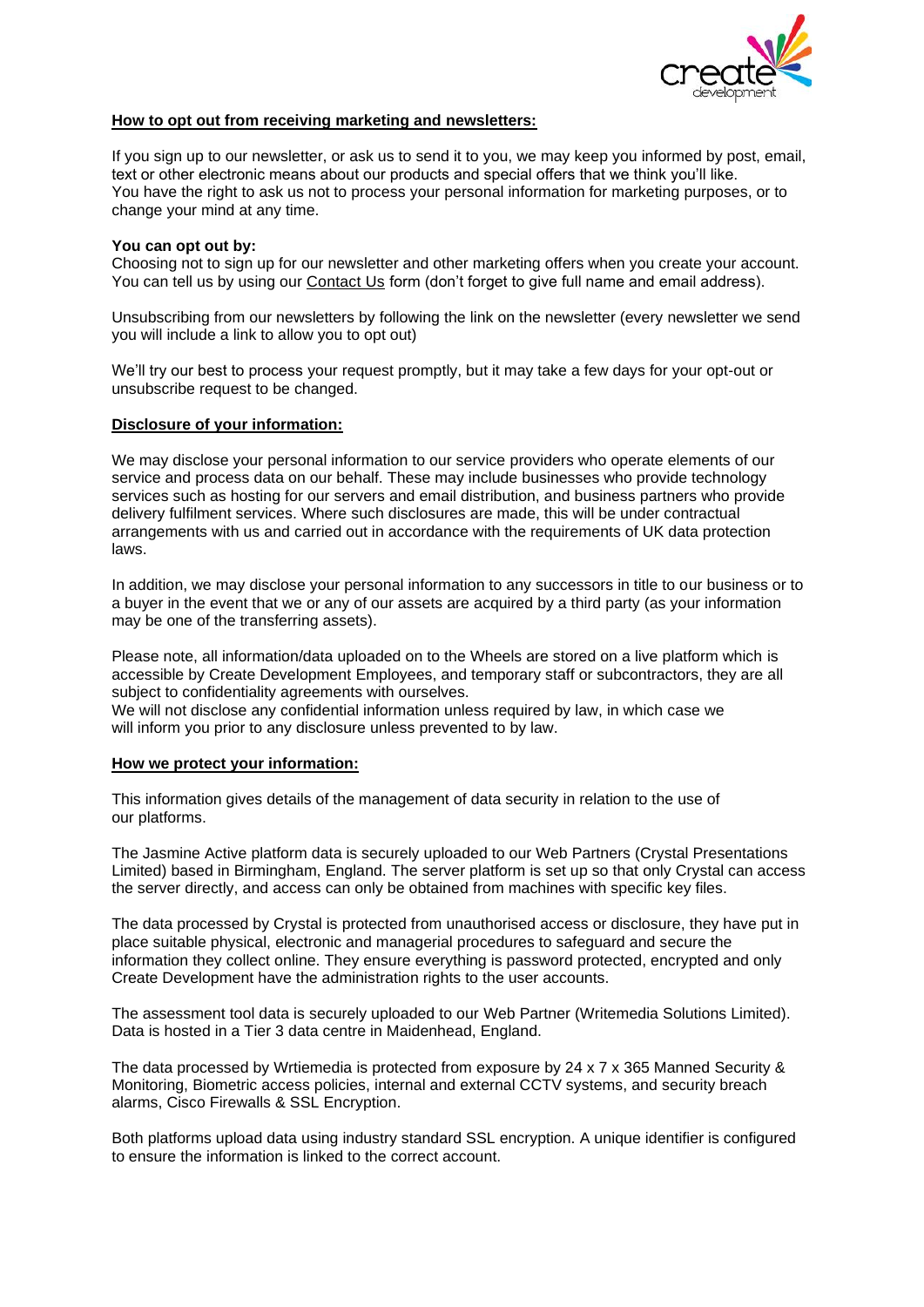## How to opt out from receiving marketing and newsletters:

If you sign up to our newsletter, or ask us to send it to you, we may keep you informed by post, email, text or other electronic means about our products and special offers that we think you'll like. You have the right to ask us not to process your personal information for marketing purposes, or to change your mind at any time.

**You can opt out by:**

Choosing not to sign up for our newsletter and other marketing offers when you create your account. You can tell us by using our Contact Us form (don't forget to give full name and email address).

Unsubscribing from our newsletters by following the link on the newsletter (every newsletter we send you will include a link to allow you to opt out)

We'll try our best to process your request promptly, but it may take a few days for your opt-out or unsubscribe request to be changed.

## Disclosure of your information:

We may disclose your personal information to our service providers who operate elements of our service and process data on our behalf. These may include businesses who provide technology services such as hosting for our servers and email distribution, and business partners who provide delivery fulfilment services. Where such disclosures are made, this will be under contractual arrangements with us and carried out in accordance with the requirements of UK data protection laws.

In addition, we may disclose your personal information to any successors in title to our business or to a buyer in the event that we or any of our assets are acquired by a third party (as your information may be one of the transferring assets).

Please note, all information/data uploaded on to the Wheels are stored on a live platform which is accessible by Create Development Employees, and temporary staff or subcontractors, they are all subject to confidentiality agreements with ourselves.

We will not disclose any confidential information unless required by law, in which case we will inform you prior to any disclosure unless prevented to by law.

## How we protect your information:

This information gives details of the management of data security in relation to the use of our platforms.

The Jasmine Active platform data is securely uploaded to our Web Partners (Crystal Presentations Limited) based in Birmingham, England. The server platform is set up so that only Crystal can access the server directly, and access can only be obtained from machines with specific key files.

The data processed by Crystal is protected from unauthorised access or disclosure, they have put in place suitable physical, electronic and managerial procedures to safeguard and secure the information they collect online. They ensure everything is password protected, encrypted and only Create Development have the administration rights to the user accounts.

The assessment tool data is securely uploaded to our Web Partner (Writemedia Solutions Limited). Data is hosted in a Tier 3 data centre in Maidenhead, England.

The data processed by Wrtiemedia is protected from exposure by 24 x 7 x 365 Manned Security & Monitoring, Biometric access policies, internal and external CCTV systems, and security breach alarms, Cisco Firewalls & SSL Encryption.

Both platforms upload data using industry standard SSL encryption. A unique identifier is configured to ensure the information is linked to the correct account.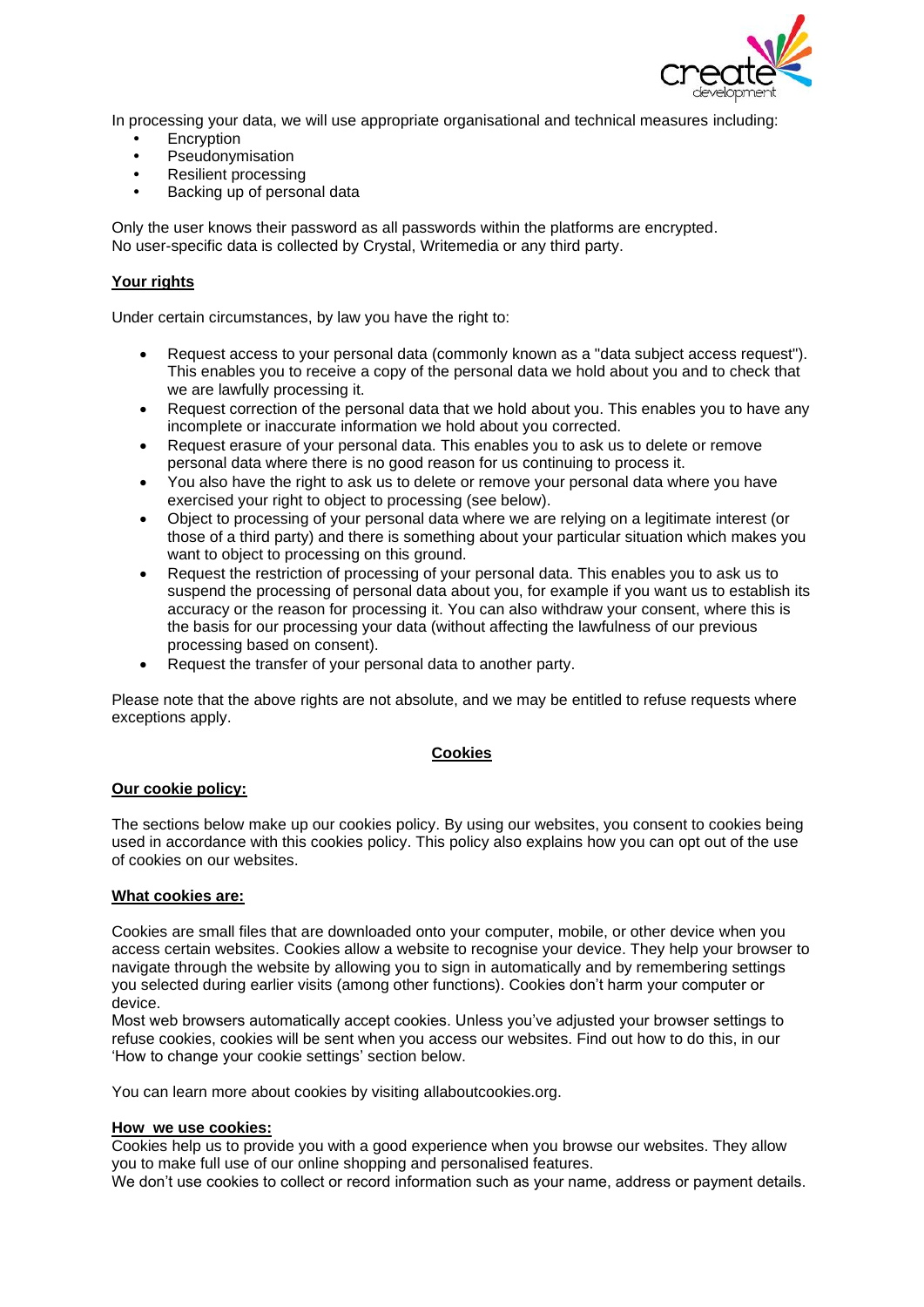In processing your data, we will use appropriate organisational and technical measures including:

- Encryption
- Pseudonymisation
- Resilient processing
- Backing up of personal data

Only the user knows their password as all passwords within the platforms are encrypted.
No user-specific data is collected by Crystal, Writemedia or any third party.

**Your rights**

Under certain circumstances, by law you have the right to:

- Request access to your personal data (commonly known as a "data subject access request"). This enables you to receive a copy of the personal data we hold about you and to check that we are lawfully processing it.
- Request correction of the personal data that we hold about you. This enables you to have any incomplete or inaccurate information we hold about you corrected.
- Request erasure of your personal data. This enables you to ask us to delete or remove personal data where there is no good reason for us continuing to process it.
- You also have the right to ask us to delete or remove your personal data where you have exercised your right to object to processing (see below).
- Object to processing of your personal data where we are relying on a legitimate interest (or those of a third party) and there is something about your particular situation which makes you want to object to processing on this ground.
- Request the restriction of processing of your personal data. This enables you to ask us to suspend the processing of personal data about you, for example if you want us to establish its accuracy or the reason for processing it. You can also withdraw your consent, where this is the basis for our processing your data (without affecting the lawfulness of our previous processing based on consent).
- Request the transfer of your personal data to another party.

Please note that the above rights are not absolute, and we may be entitled to refuse requests where exceptions apply.

## Cookies

**Our cookie policy:**

The sections below make up our cookies policy. By using our websites, you consent to cookies being used in accordance with this cookies policy. This policy also explains how you can opt out of the use of cookies on our websites.

**What cookies are:**

Cookies are small files that are downloaded onto your computer, mobile, or other device when you access certain websites. Cookies allow a website to recognise your device. They help your browser to navigate through the website by allowing you to sign in automatically and by remembering settings you selected during earlier visits (among other functions). Cookies don't harm your computer or device.
Most web browsers automatically accept cookies. Unless you've adjusted your browser settings to refuse cookies, cookies will be sent when you access our websites. Find out how to do this, in our 'How to change your cookie settings' section below.

You can learn more about cookies by visiting allaboutcookies.org.

**How we use cookies:**

Cookies help us to provide you with a good experience when you browse our websites. They allow you to make full use of our online shopping and personalised features.
We don't use cookies to collect or record information such as your name, address or payment details.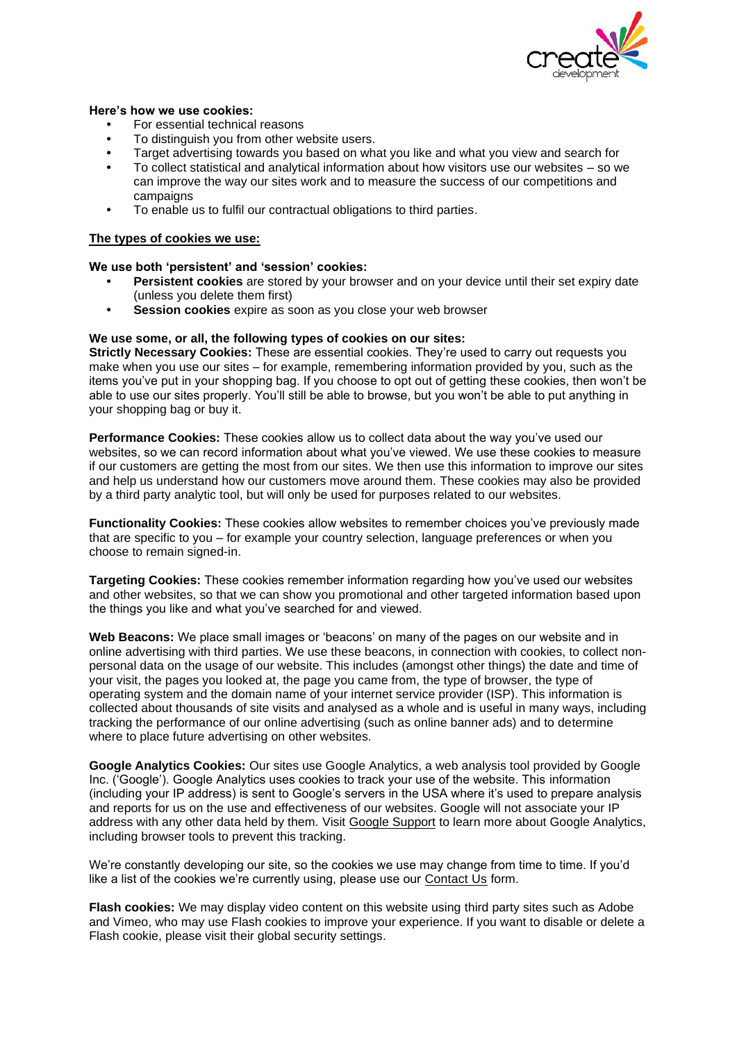**Here's how we use cookies:**

- For essential technical reasons
- To distinguish you from other website users.
- Target advertising towards you based on what you like and what you view and search for
- To collect statistical and analytical information about how visitors use our websites – so we can improve the way our sites work and to measure the success of our competitions and campaigns
- To enable us to fulfil our contractual obligations to third parties.

## The types of cookies we use:

**We use both 'persistent' and 'session' cookies:**

- **Persistent cookies** are stored by your browser and on your device until their set expiry date (unless you delete them first)
- **Session cookies** expire as soon as you close your web browser

**We use some, or all, the following types of cookies on our sites:**

**Strictly Necessary Cookies:** These are essential cookies. They're used to carry out requests you make when you use our sites – for example, remembering information provided by you, such as the items you've put in your shopping bag. If you choose to opt out of getting these cookies, then won't be able to use our sites properly. You'll still be able to browse, but you won't be able to put anything in your shopping bag or buy it.

**Performance Cookies:** These cookies allow us to collect data about the way you've used our websites, so we can record information about what you've viewed. We use these cookies to measure if our customers are getting the most from our sites. We then use this information to improve our sites and help us understand how our customers move around them. These cookies may also be provided by a third party analytic tool, but will only be used for purposes related to our websites.

**Functionality Cookies:** These cookies allow websites to remember choices you've previously made that are specific to you – for example your country selection, language preferences or when you choose to remain signed-in.

**Targeting Cookies:** These cookies remember information regarding how you've used our websites and other websites, so that we can show you promotional and other targeted information based upon the things you like and what you've searched for and viewed.

**Web Beacons:** We place small images or 'beacons' on many of the pages on our website and in online advertising with third parties. We use these beacons, in connection with cookies, to collect non-personal data on the usage of our website. This includes (amongst other things) the date and time of your visit, the pages you looked at, the page you came from, the type of browser, the type of operating system and the domain name of your internet service provider (ISP). This information is collected about thousands of site visits and analysed as a whole and is useful in many ways, including tracking the performance of our online advertising (such as online banner ads) and to determine where to place future advertising on other websites.

**Google Analytics Cookies:** Our sites use Google Analytics, a web analysis tool provided by Google Inc. ('Google'). Google Analytics uses cookies to track your use of the website. This information (including your IP address) is sent to Google's servers in the USA where it's used to prepare analysis and reports for us on the use and effectiveness of our websites. Google will not associate your IP address with any other data held by them. Visit Google Support to learn more about Google Analytics, including browser tools to prevent this tracking.

We're constantly developing our site, so the cookies we use may change from time to time. If you'd like a list of the cookies we're currently using, please use our Contact Us form.

**Flash cookies:** We may display video content on this website using third party sites such as Adobe and Vimeo, who may use Flash cookies to improve your experience. If you want to disable or delete a Flash cookie, please visit their global security settings.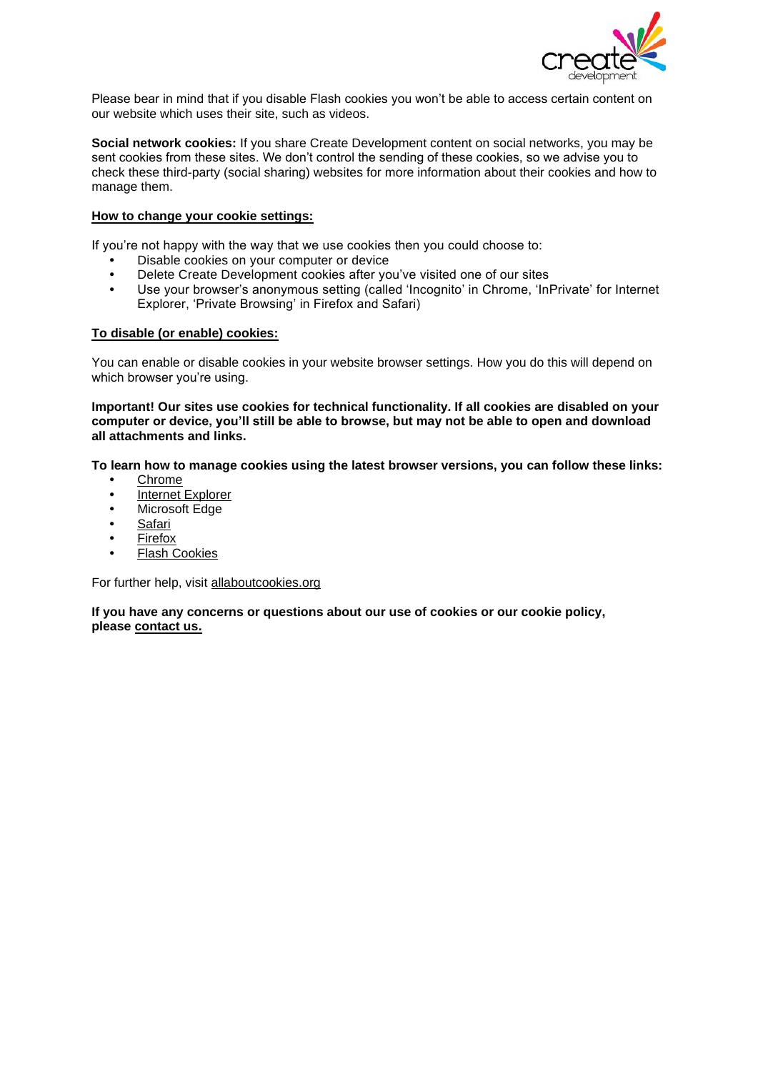Please bear in mind that if you disable Flash cookies you won't be able to access certain content on our website which uses their site, such as videos.

**Social network cookies:** If you share Create Development content on social networks, you may be sent cookies from these sites. We don't control the sending of these cookies, so we advise you to check these third-party (social sharing) websites for more information about their cookies and how to manage them.

**How to change your cookie settings:**

If you're not happy with the way that we use cookies then you could choose to:

- Disable cookies on your computer or device
- Delete Create Development cookies after you've visited one of our sites
- Use your browser's anonymous setting (called 'Incognito' in Chrome, 'InPrivate' for Internet Explorer, 'Private Browsing' in Firefox and Safari)

**To disable (or enable) cookies:**

You can enable or disable cookies in your website browser settings. How you do this will depend on which browser you're using.

**Important! Our sites use cookies for technical functionality. If all cookies are disabled on your computer or device, you'll still be able to browse, but may not be able to open and download all attachments and links.**

**To learn how to manage cookies using the latest browser versions, you can follow these links:**

- Chrome
- Internet Explorer
- Microsoft Edge
- Safari
- Firefox
- Flash Cookies

For further help, visit allaboutcookies.org

**If you have any concerns or questions about our use of cookies or our cookie policy, please contact us.**